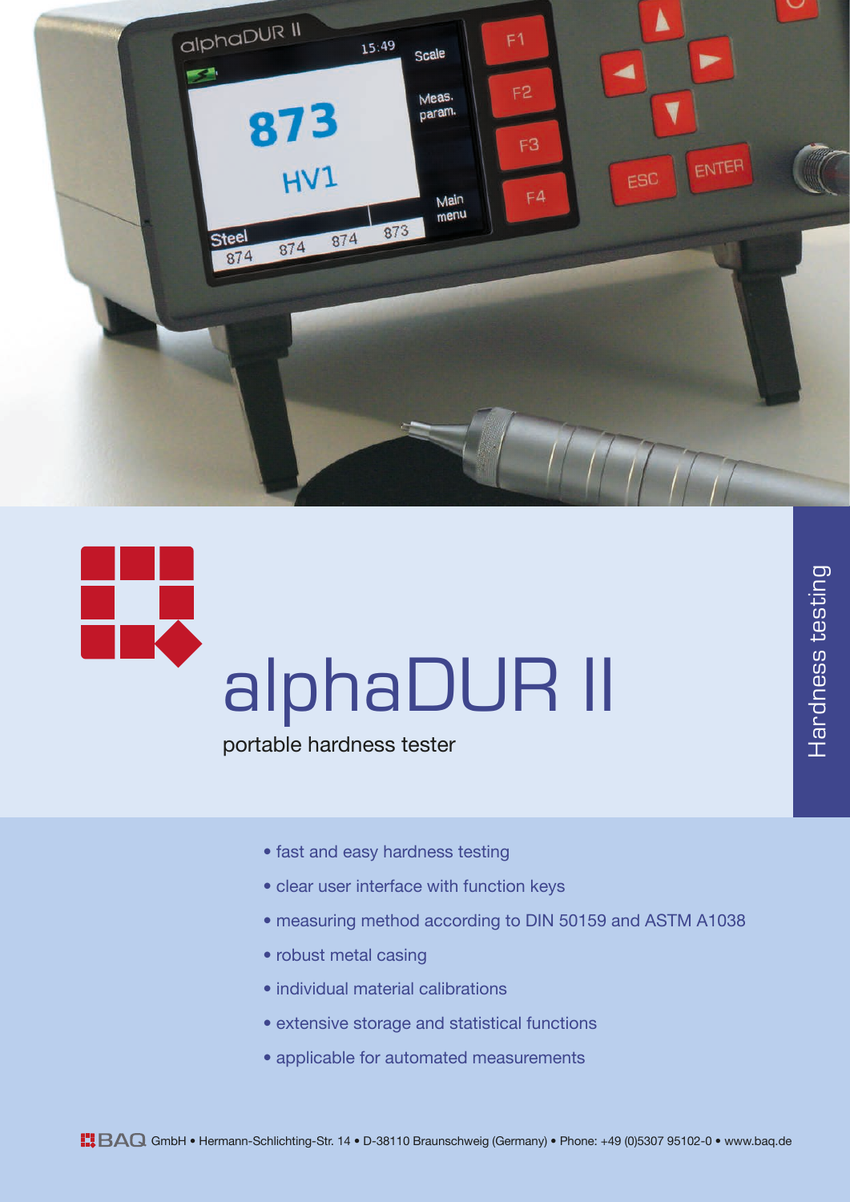# alphaDUR II

portable hardness tester

Hardness testing

- fast and easy hardness testing
- clear user interface with function keys
- measuring method according to DIN 50159 and ASTM A1038
- robust metal casing
- individual material calibrations
- extensive storage and statistical functions
- applicable for automated measurements

BAQ GmbH • Hermann-Schlichting-Str. 14 • D-38110 Braunschweig (Germany) • Phone: +49 (0)5307 95102-0 • www.baq.de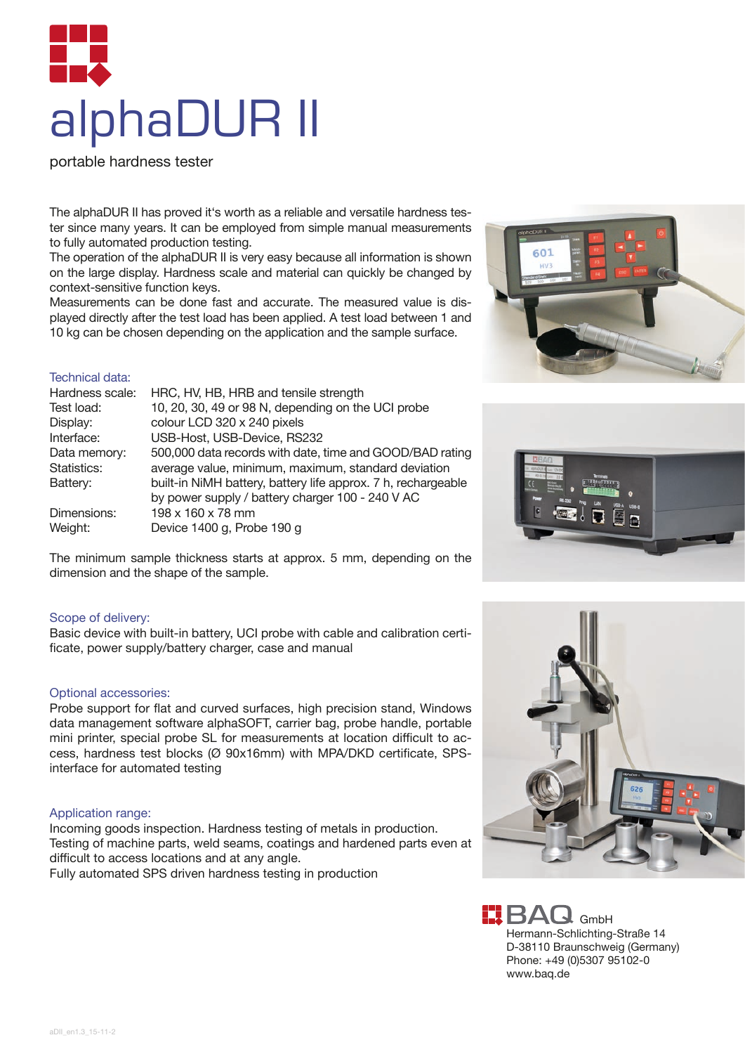# alphaDUR II

portable hardness tester

The alphaDUR II has proved it's worth as a reliable and versatile hardness tester since many years. It can be employed from simple manual measurements to fully automated production testing.
The operation of the alphaDUR II is very easy because all information is shown on the large display. Hardness scale and material can quickly be changed by context-sensitive function keys.
Measurements can be done fast and accurate. The measured value is displayed directly after the test load has been applied. A test load between 1 and 10 kg can be chosen depending on the application and the sample surface.

## Technical data:

| | |
|---|---|
| Hardness scale: | HRC, HV, HB, HRB and tensile strength |
| Test load: | 10, 20, 30, 49 or 98 N, depending on the UCI probe |
| Display: | colour LCD 320 x 240 pixels |
| Interface: | USB-Host, USB-Device, RS232 |
| Data memory: | 500,000 data records with date, time and GOOD/BAD rating |
| Statistics: | average value, minimum, maximum, standard deviation |
| Battery: | built-in NiMH battery, battery life approx. 7 h, rechargeable by power supply / battery charger 100 - 240 V AC |
| Dimensions: | 198 x 160 x 78 mm |
| Weight: | Device 1400 g, Probe 190 g |

The minimum sample thickness starts at approx. 5 mm, depending on the dimension and the shape of the sample.

## Scope of delivery:

Basic device with built-in battery, UCI probe with cable and calibration certificate, power supply/battery charger, case and manual

## Optional accessories:

Probe support for flat and curved surfaces, high precision stand, Windows data management software alphaSOFT, carrier bag, probe handle, portable mini printer, special probe SL for measurements at location difficult to access, hardness test blocks (Ø 90x16mm) with MPA/DKD certificate, SPS-interface for automated testing

## Application range:

Incoming goods inspection. Hardness testing of metals in production.
Testing of machine parts, weld seams, coatings and hardened parts even at difficult to access locations and at any angle.
Fully automated SPS driven hardness testing in production

BAQ GmbH
Hermann-Schlichting-Straße 14
D-38110 Braunschweig (Germany)
Phone: +49 (0)5307 95102-0
www.baq.de

aDII_en1.3_15-11-2